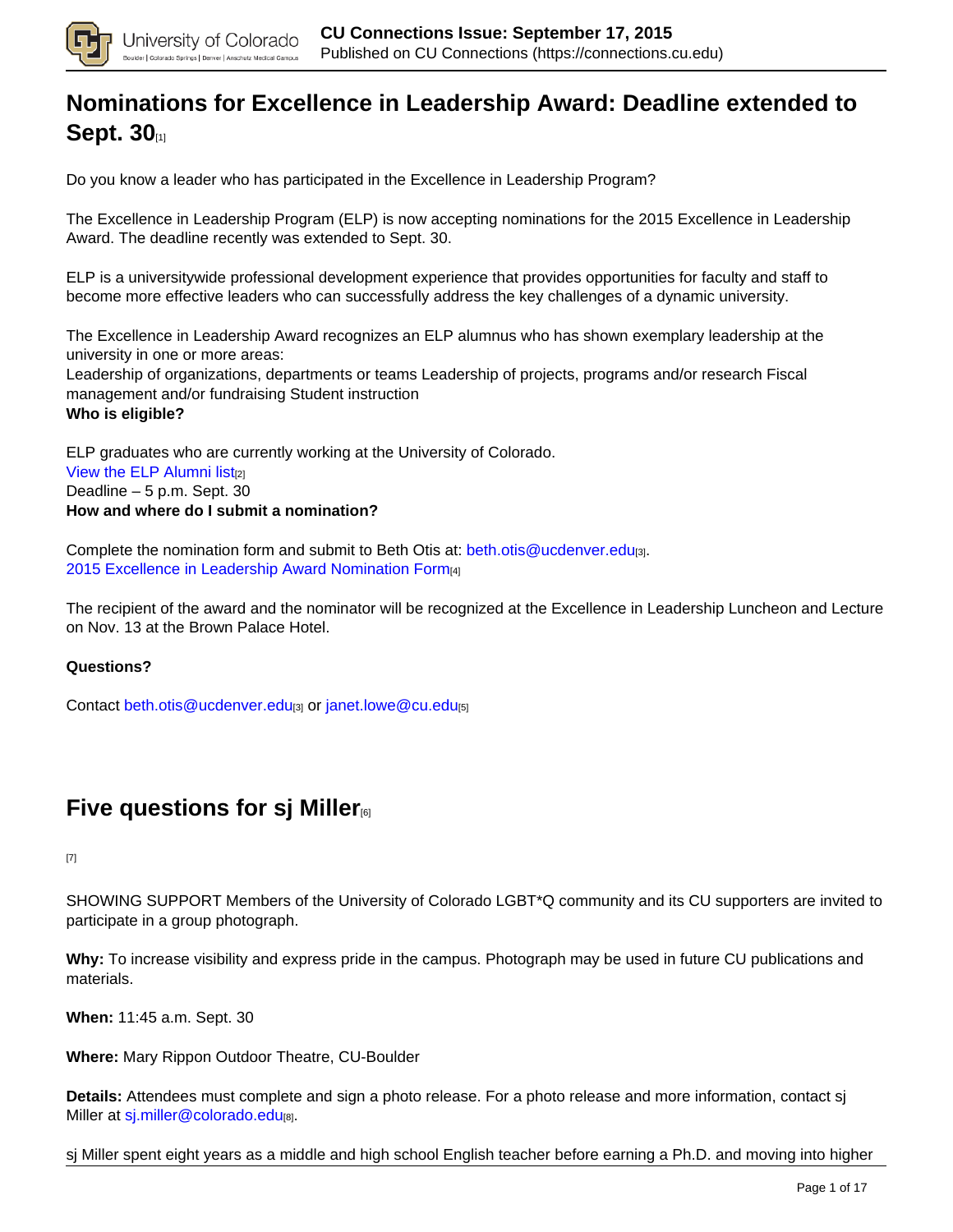# Nominations for Excellence in Leadership Award: Deadline extended to Sept. 30[1]

Do you know a leader who has participated in the Excellence in Leadership Program?

The Excellence in Leadership Program (ELP) is now accepting nominations for the 2015 Excellence in Leadership Award. The deadline recently was extended to Sept. 30.

ELP is a universitywide professional development experience that provides opportunities for faculty and staff to become more effective leaders who can successfully address the key challenges of a dynamic university.

The Excellence in Leadership Award recognizes an ELP alumnus who has shown exemplary leadership at the university in one or more areas:
Leadership of organizations, departments or teams Leadership of projects, programs and/or research Fiscal management and/or fundraising Student instruction
**Who is eligible?**

ELP graduates who are currently working at the University of Colorado.
View the ELP Alumni list[2]
Deadline – 5 p.m. Sept. 30
**How and where do I submit a nomination?**

Complete the nomination form and submit to Beth Otis at: beth.otis@ucdenver.edu[3].
2015 Excellence in Leadership Award Nomination Form[4]

The recipient of the award and the nominator will be recognized at the Excellence in Leadership Luncheon and Lecture on Nov. 13 at the Brown Palace Hotel.

**Questions?**

Contact beth.otis@ucdenver.edu[3] or janet.lowe@cu.edu[5]

# Five questions for sj Miller[6]

[7]

SHOWING SUPPORT Members of the University of Colorado LGBT*Q community and its CU supporters are invited to participate in a group photograph.

**Why:** To increase visibility and express pride in the campus. Photograph may be used in future CU publications and materials.

**When:** 11:45 a.m. Sept. 30

**Where:** Mary Rippon Outdoor Theatre, CU-Boulder

**Details:** Attendees must complete and sign a photo release. For a photo release and more information, contact sj Miller at sj.miller@colorado.edu[8].

sj Miller spent eight years as a middle and high school English teacher before earning a Ph.D. and moving into higher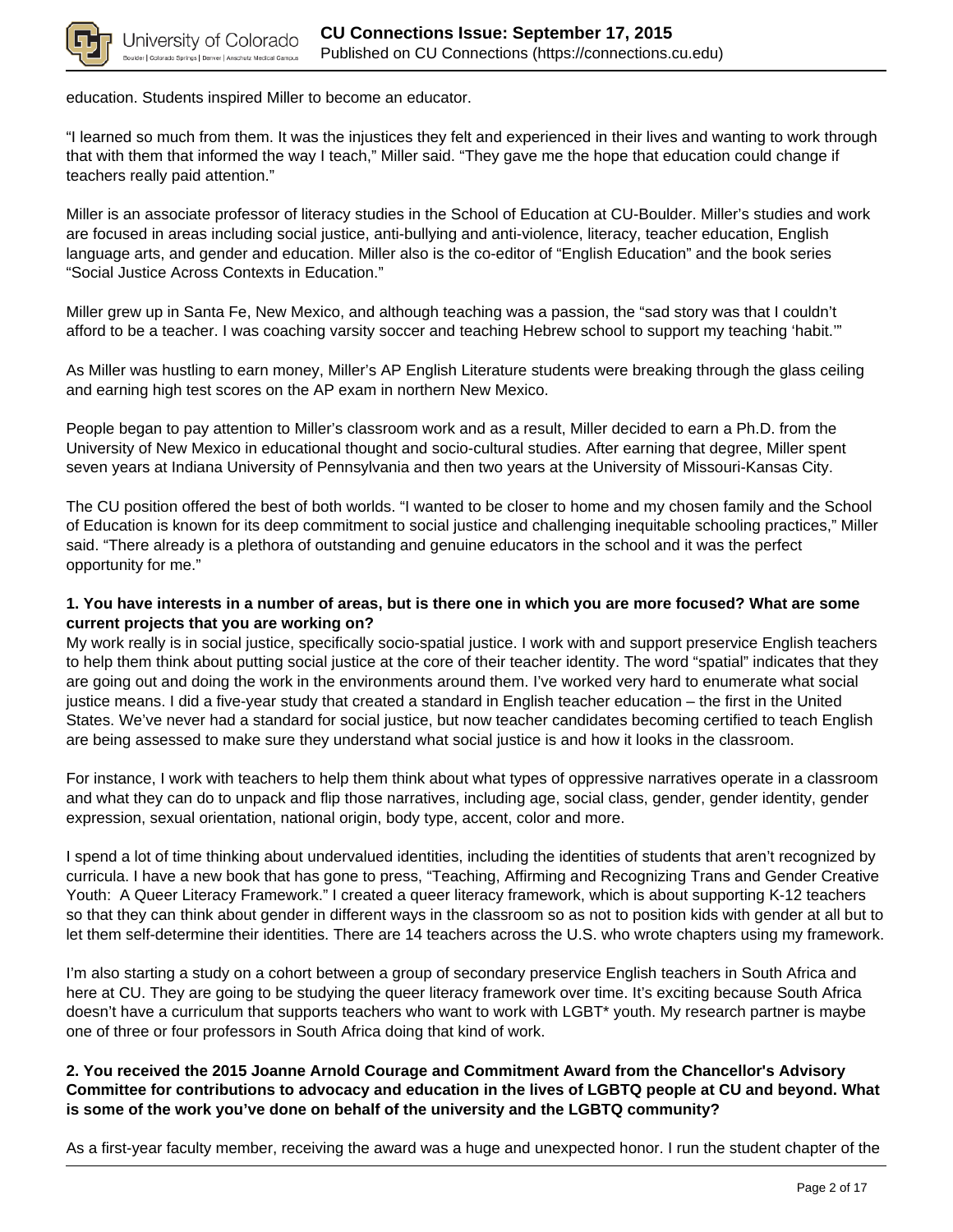education. Students inspired Miller to become an educator.

"I learned so much from them. It was the injustices they felt and experienced in their lives and wanting to work through that with them that informed the way I teach," Miller said. "They gave me the hope that education could change if teachers really paid attention."

Miller is an associate professor of literacy studies in the School of Education at CU-Boulder. Miller's studies and work are focused in areas including social justice, anti-bullying and anti-violence, literacy, teacher education, English language arts, and gender and education. Miller also is the co-editor of "English Education" and the book series "Social Justice Across Contexts in Education."

Miller grew up in Santa Fe, New Mexico, and although teaching was a passion, the "sad story was that I couldn't afford to be a teacher. I was coaching varsity soccer and teaching Hebrew school to support my teaching 'habit.'"

As Miller was hustling to earn money, Miller's AP English Literature students were breaking through the glass ceiling and earning high test scores on the AP exam in northern New Mexico.

People began to pay attention to Miller's classroom work and as a result, Miller decided to earn a Ph.D. from the University of New Mexico in educational thought and socio-cultural studies. After earning that degree, Miller spent seven years at Indiana University of Pennsylvania and then two years at the University of Missouri-Kansas City.

The CU position offered the best of both worlds. "I wanted to be closer to home and my chosen family and the School of Education is known for its deep commitment to social justice and challenging inequitable schooling practices," Miller said. "There already is a plethora of outstanding and genuine educators in the school and it was the perfect opportunity for me."

**1. You have interests in a number of areas, but is there one in which you are more focused? What are some current projects that you are working on?**

My work really is in social justice, specifically socio-spatial justice. I work with and support preservice English teachers to help them think about putting social justice at the core of their teacher identity. The word "spatial" indicates that they are going out and doing the work in the environments around them. I've worked very hard to enumerate what social justice means. I did a five-year study that created a standard in English teacher education – the first in the United States. We've never had a standard for social justice, but now teacher candidates becoming certified to teach English are being assessed to make sure they understand what social justice is and how it looks in the classroom.

For instance, I work with teachers to help them think about what types of oppressive narratives operate in a classroom and what they can do to unpack and flip those narratives, including age, social class, gender, gender identity, gender expression, sexual orientation, national origin, body type, accent, color and more.

I spend a lot of time thinking about undervalued identities, including the identities of students that aren't recognized by curricula. I have a new book that has gone to press, "Teaching, Affirming and Recognizing Trans and Gender Creative Youth: A Queer Literacy Framework." I created a queer literacy framework, which is about supporting K-12 teachers so that they can think about gender in different ways in the classroom so as not to position kids with gender at all but to let them self-determine their identities. There are 14 teachers across the U.S. who wrote chapters using my framework.

I'm also starting a study on a cohort between a group of secondary preservice English teachers in South Africa and here at CU. They are going to be studying the queer literacy framework over time. It's exciting because South Africa doesn't have a curriculum that supports teachers who want to work with LGBT* youth. My research partner is maybe one of three or four professors in South Africa doing that kind of work.

**2. You received the 2015 Joanne Arnold Courage and Commitment Award from the Chancellor's Advisory Committee for contributions to advocacy and education in the lives of LGBTQ people at CU and beyond. What is some of the work you've done on behalf of the university and the LGBTQ community?**

As a first-year faculty member, receiving the award was a huge and unexpected honor. I run the student chapter of the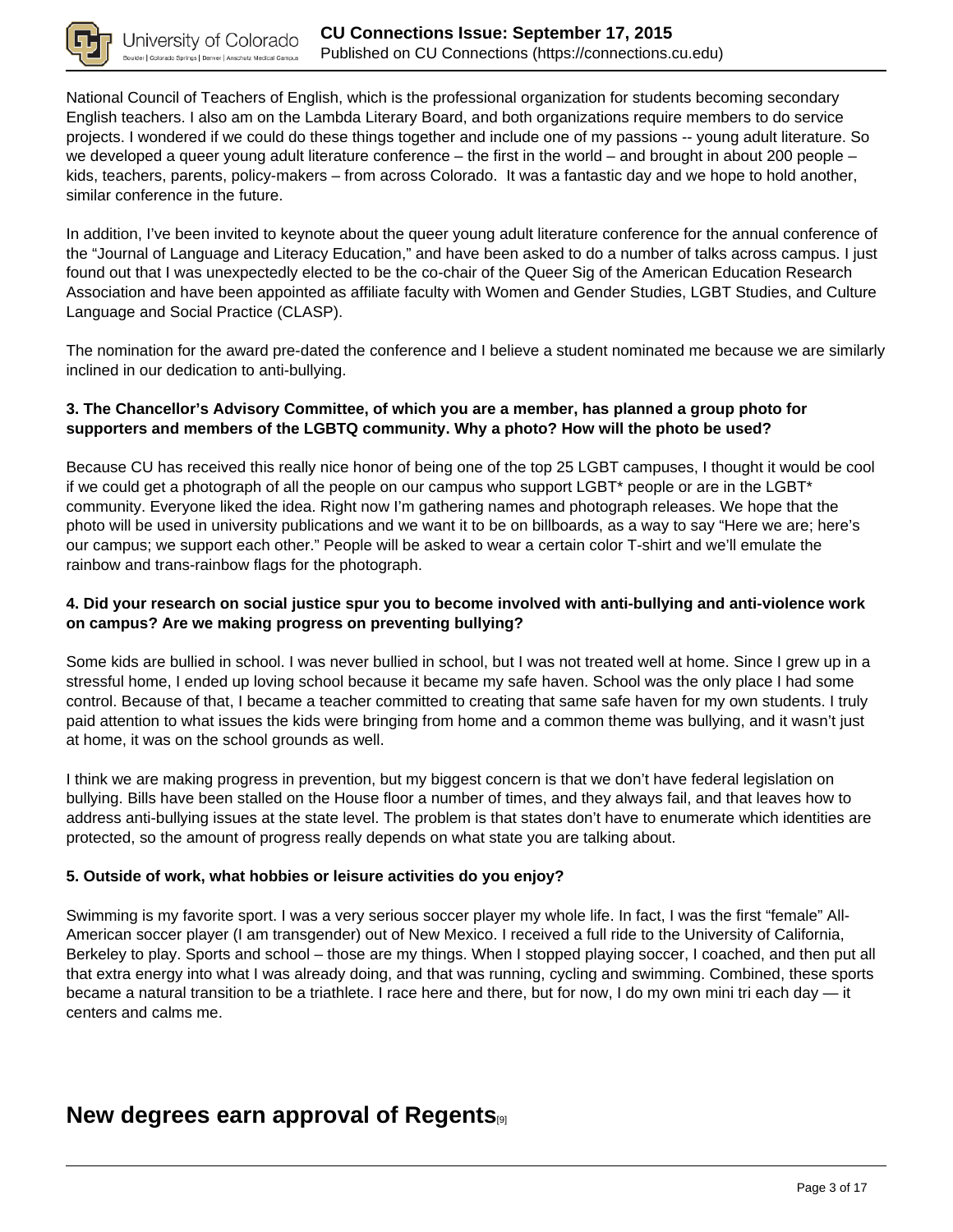National Council of Teachers of English, which is the professional organization for students becoming secondary English teachers. I also am on the Lambda Literary Board, and both organizations require members to do service projects. I wondered if we could do these things together and include one of my passions -- young adult literature. So we developed a queer young adult literature conference – the first in the world – and brought in about 200 people – kids, teachers, parents, policy-makers – from across Colorado. It was a fantastic day and we hope to hold another, similar conference in the future.

In addition, I've been invited to keynote about the queer young adult literature conference for the annual conference of the "Journal of Language and Literacy Education," and have been asked to do a number of talks across campus. I just found out that I was unexpectedly elected to be the co-chair of the Queer Sig of the American Education Research Association and have been appointed as affiliate faculty with Women and Gender Studies, LGBT Studies, and Culture Language and Social Practice (CLASP).

The nomination for the award pre-dated the conference and I believe a student nominated me because we are similarly inclined in our dedication to anti-bullying.

**3. The Chancellor's Advisory Committee, of which you are a member, has planned a group photo for supporters and members of the LGBTQ community. Why a photo? How will the photo be used?**

Because CU has received this really nice honor of being one of the top 25 LGBT campuses, I thought it would be cool if we could get a photograph of all the people on our campus who support LGBT* people or are in the LGBT* community. Everyone liked the idea. Right now I'm gathering names and photograph releases. We hope that the photo will be used in university publications and we want it to be on billboards, as a way to say "Here we are; here's our campus; we support each other." People will be asked to wear a certain color T-shirt and we'll emulate the rainbow and trans-rainbow flags for the photograph.

**4. Did your research on social justice spur you to become involved with anti-bullying and anti-violence work on campus? Are we making progress on preventing bullying?**

Some kids are bullied in school. I was never bullied in school, but I was not treated well at home. Since I grew up in a stressful home, I ended up loving school because it became my safe haven. School was the only place I had some control. Because of that, I became a teacher committed to creating that same safe haven for my own students. I truly paid attention to what issues the kids were bringing from home and a common theme was bullying, and it wasn't just at home, it was on the school grounds as well.

I think we are making progress in prevention, but my biggest concern is that we don't have federal legislation on bullying. Bills have been stalled on the House floor a number of times, and they always fail, and that leaves how to address anti-bullying issues at the state level. The problem is that states don't have to enumerate which identities are protected, so the amount of progress really depends on what state you are talking about.

**5. Outside of work, what hobbies or leisure activities do you enjoy?**

Swimming is my favorite sport. I was a very serious soccer player my whole life. In fact, I was the first "female" All-American soccer player (I am transgender) out of New Mexico. I received a full ride to the University of California, Berkeley to play. Sports and school – those are my things. When I stopped playing soccer, I coached, and then put all that extra energy into what I was already doing, and that was running, cycling and swimming. Combined, these sports became a natural transition to be a triathlete. I race here and there, but for now, I do my own mini tri each day — it centers and calms me.

## New degrees earn approval of Regents[9]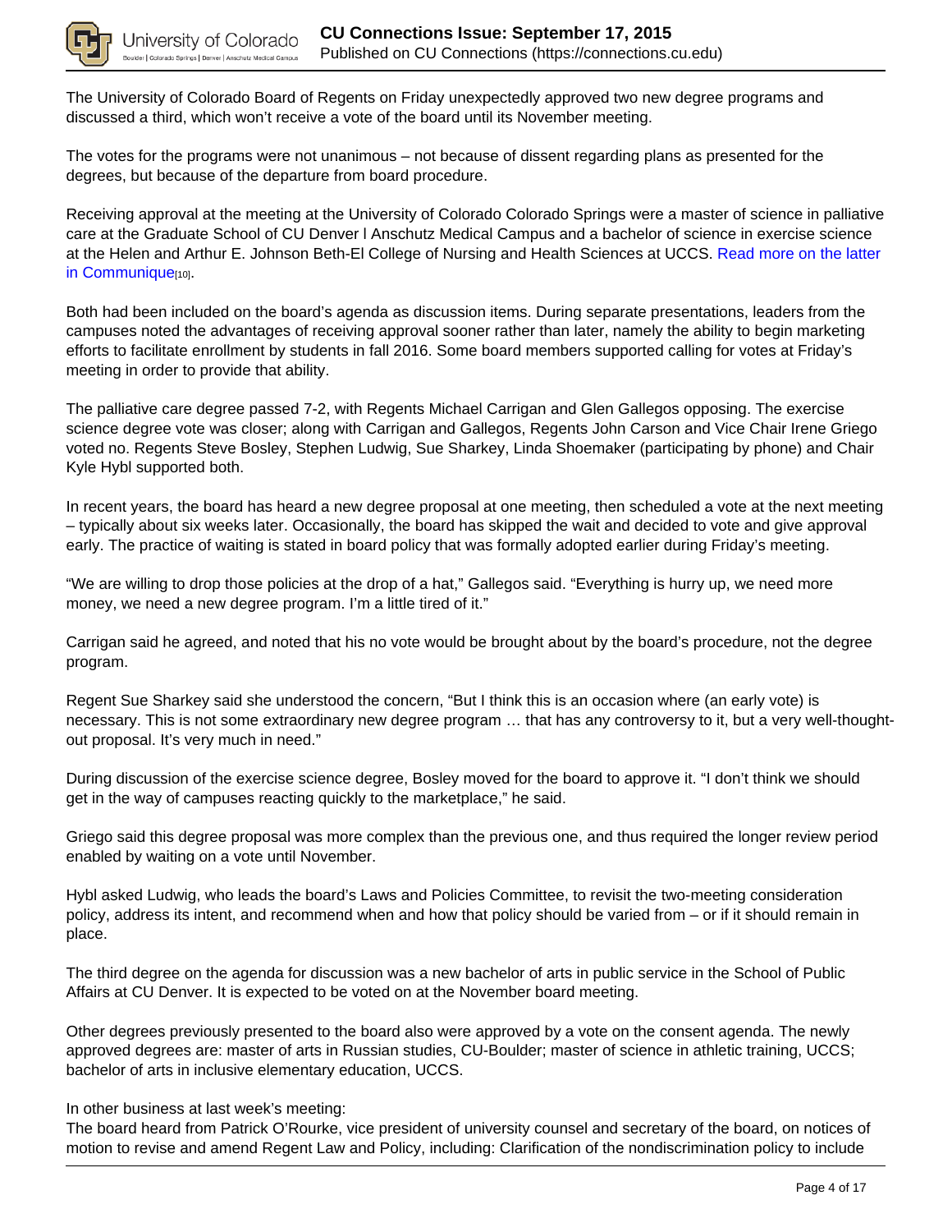The University of Colorado Board of Regents on Friday unexpectedly approved two new degree programs and discussed a third, which won't receive a vote of the board until its November meeting.

The votes for the programs were not unanimous – not because of dissent regarding plans as presented for the degrees, but because of the departure from board procedure.

Receiving approval at the meeting at the University of Colorado Colorado Springs were a master of science in palliative care at the Graduate School of CU Denver l Anschutz Medical Campus and a bachelor of science in exercise science at the Helen and Arthur E. Johnson Beth-El College of Nursing and Health Sciences at UCCS. Read more on the latter in Communique[10].

Both had been included on the board's agenda as discussion items. During separate presentations, leaders from the campuses noted the advantages of receiving approval sooner rather than later, namely the ability to begin marketing efforts to facilitate enrollment by students in fall 2016. Some board members supported calling for votes at Friday's meeting in order to provide that ability.

The palliative care degree passed 7-2, with Regents Michael Carrigan and Glen Gallegos opposing. The exercise science degree vote was closer; along with Carrigan and Gallegos, Regents John Carson and Vice Chair Irene Griego voted no. Regents Steve Bosley, Stephen Ludwig, Sue Sharkey, Linda Shoemaker (participating by phone) and Chair Kyle Hybl supported both.

In recent years, the board has heard a new degree proposal at one meeting, then scheduled a vote at the next meeting – typically about six weeks later. Occasionally, the board has skipped the wait and decided to vote and give approval early. The practice of waiting is stated in board policy that was formally adopted earlier during Friday's meeting.

"We are willing to drop those policies at the drop of a hat," Gallegos said. "Everything is hurry up, we need more money, we need a new degree program. I'm a little tired of it."

Carrigan said he agreed, and noted that his no vote would be brought about by the board's procedure, not the degree program.

Regent Sue Sharkey said she understood the concern, "But I think this is an occasion where (an early vote) is necessary. This is not some extraordinary new degree program … that has any controversy to it, but a very well-thought-out proposal. It's very much in need."

During discussion of the exercise science degree, Bosley moved for the board to approve it. "I don't think we should get in the way of campuses reacting quickly to the marketplace," he said.

Griego said this degree proposal was more complex than the previous one, and thus required the longer review period enabled by waiting on a vote until November.

Hybl asked Ludwig, who leads the board's Laws and Policies Committee, to revisit the two-meeting consideration policy, address its intent, and recommend when and how that policy should be varied from – or if it should remain in place.

The third degree on the agenda for discussion was a new bachelor of arts in public service in the School of Public Affairs at CU Denver. It is expected to be voted on at the November board meeting.

Other degrees previously presented to the board also were approved by a vote on the consent agenda. The newly approved degrees are: master of arts in Russian studies, CU-Boulder; master of science in athletic training, UCCS; bachelor of arts in inclusive elementary education, UCCS.

In other business at last week's meeting:
The board heard from Patrick O'Rourke, vice president of university counsel and secretary of the board, on notices of motion to revise and amend Regent Law and Policy, including: Clarification of the nondiscrimination policy to include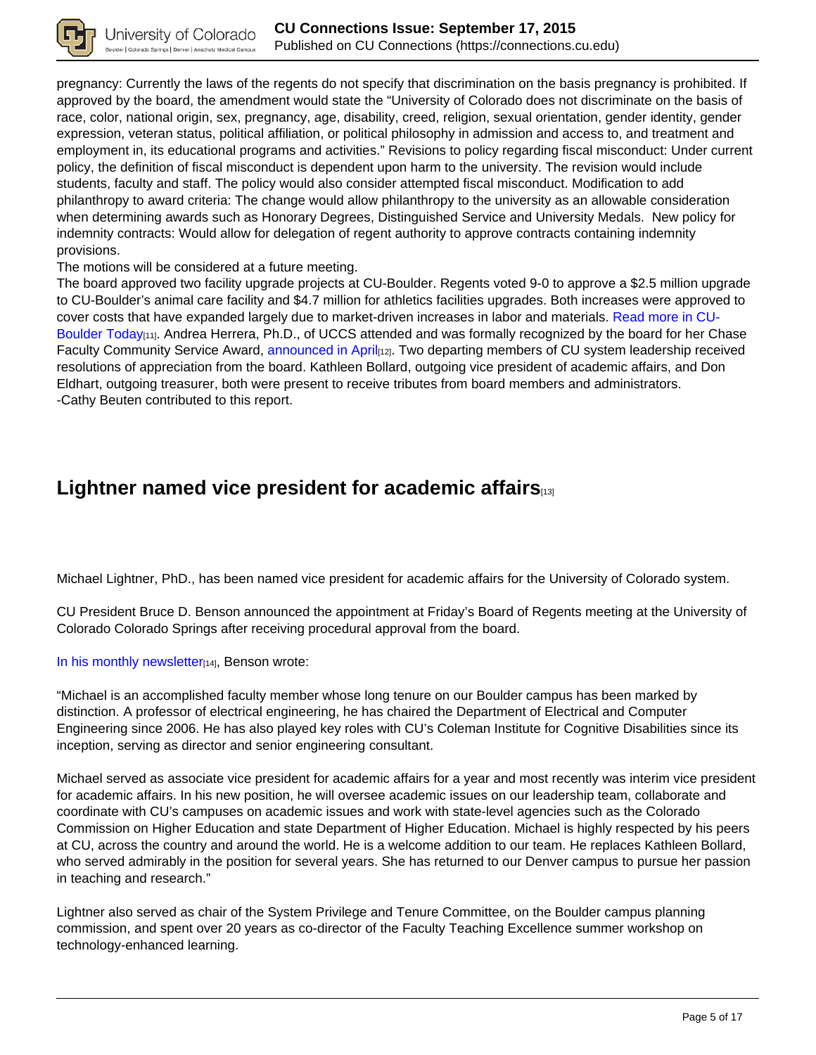pregnancy: Currently the laws of the regents do not specify that discrimination on the basis pregnancy is prohibited. If approved by the board, the amendment would state the "University of Colorado does not discriminate on the basis of race, color, national origin, sex, pregnancy, age, disability, creed, religion, sexual orientation, gender identity, gender expression, veteran status, political affiliation, or political philosophy in admission and access to, and treatment and employment in, its educational programs and activities." Revisions to policy regarding fiscal misconduct: Under current policy, the definition of fiscal misconduct is dependent upon harm to the university. The revision would include students, faculty and staff. The policy would also consider attempted fiscal misconduct. Modification to add philanthropy to award criteria: The change would allow philanthropy to the university as an allowable consideration when determining awards such as Honorary Degrees, Distinguished Service and University Medals. New policy for indemnity contracts: Would allow for delegation of regent authority to approve contracts containing indemnity provisions.

The motions will be considered at a future meeting.

The board approved two facility upgrade projects at CU-Boulder. Regents voted 9-0 to approve a $2.5 million upgrade to CU-Boulder's animal care facility and $4.7 million for athletics facilities upgrades. Both increases were approved to cover costs that have expanded largely due to market-driven increases in labor and materials. Read more in CU-Boulder Today[11]. Andrea Herrera, Ph.D., of UCCS attended and was formally recognized by the board for her Chase Faculty Community Service Award, announced in April[12]. Two departing members of CU system leadership received resolutions of appreciation from the board. Kathleen Bollard, outgoing vice president of academic affairs, and Don Eldhart, outgoing treasurer, both were present to receive tributes from board members and administrators.

-Cathy Beuten contributed to this report.

## Lightner named vice president for academic affairs[13]

Michael Lightner, PhD., has been named vice president for academic affairs for the University of Colorado system.

CU President Bruce D. Benson announced the appointment at Friday's Board of Regents meeting at the University of Colorado Colorado Springs after receiving procedural approval from the board.

In his monthly newsletter[14], Benson wrote:

"Michael is an accomplished faculty member whose long tenure on our Boulder campus has been marked by distinction. A professor of electrical engineering, he has chaired the Department of Electrical and Computer Engineering since 2006. He has also played key roles with CU's Coleman Institute for Cognitive Disabilities since its inception, serving as director and senior engineering consultant.

Michael served as associate vice president for academic affairs for a year and most recently was interim vice president for academic affairs. In his new position, he will oversee academic issues on our leadership team, collaborate and coordinate with CU's campuses on academic issues and work with state-level agencies such as the Colorado Commission on Higher Education and state Department of Higher Education. Michael is highly respected by his peers at CU, across the country and around the world. He is a welcome addition to our team. He replaces Kathleen Bollard, who served admirably in the position for several years. She has returned to our Denver campus to pursue her passion in teaching and research."

Lightner also served as chair of the System Privilege and Tenure Committee, on the Boulder campus planning commission, and spent over 20 years as co-director of the Faculty Teaching Excellence summer workshop on technology-enhanced learning.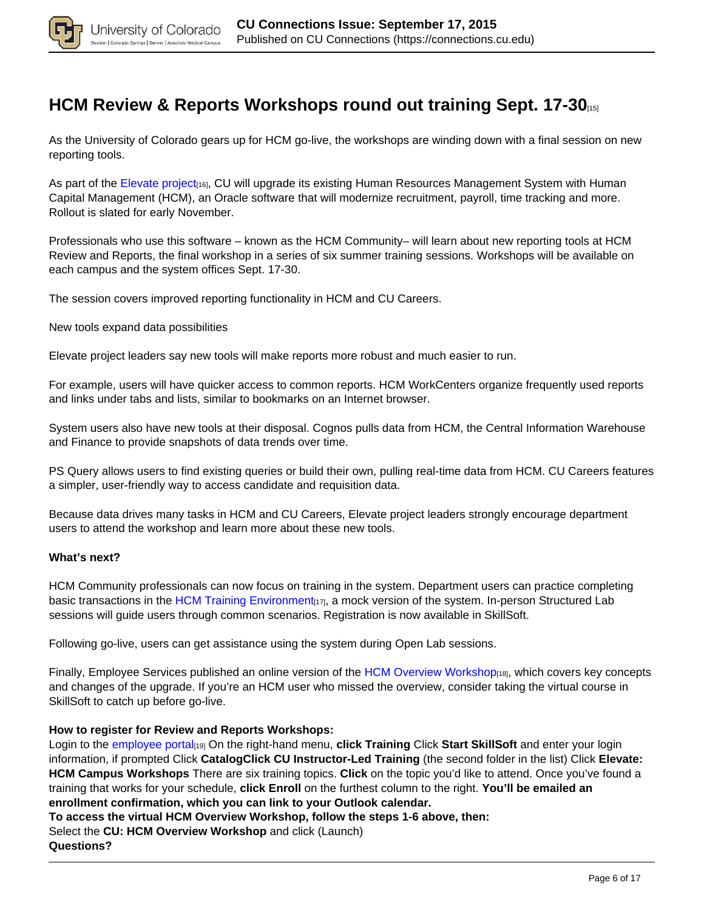## HCM Review & Reports Workshops round out training Sept. 17-30[15]

As the University of Colorado gears up for HCM go-live, the workshops are winding down with a final session on new reporting tools.

As part of the Elevate project[16], CU will upgrade its existing Human Resources Management System with Human Capital Management (HCM), an Oracle software that will modernize recruitment, payroll, time tracking and more. Rollout is slated for early November.

Professionals who use this software – known as the HCM Community– will learn about new reporting tools at HCM Review and Reports, the final workshop in a series of six summer training sessions. Workshops will be available on each campus and the system offices Sept. 17-30.

The session covers improved reporting functionality in HCM and CU Careers.

New tools expand data possibilities

Elevate project leaders say new tools will make reports more robust and much easier to run.

For example, users will have quicker access to common reports. HCM WorkCenters organize frequently used reports and links under tabs and lists, similar to bookmarks on an Internet browser.

System users also have new tools at their disposal. Cognos pulls data from HCM, the Central Information Warehouse and Finance to provide snapshots of data trends over time.

PS Query allows users to find existing queries or build their own, pulling real-time data from HCM. CU Careers features a simpler, user-friendly way to access candidate and requisition data.

Because data drives many tasks in HCM and CU Careers, Elevate project leaders strongly encourage department users to attend the workshop and learn more about these new tools.

**What's next?**

HCM Community professionals can now focus on training in the system. Department users can practice completing basic transactions in the HCM Training Environment[17], a mock version of the system. In-person Structured Lab sessions will guide users through common scenarios. Registration is now available in SkillSoft.

Following go-live, users can get assistance using the system during Open Lab sessions.

Finally, Employee Services published an online version of the HCM Overview Workshop[18], which covers key concepts and changes of the upgrade. If you're an HCM user who missed the overview, consider taking the virtual course in SkillSoft to catch up before go-live.

**How to register for Review and Reports Workshops:**
Login to the employee portal[19] On the right-hand menu, **click Training** Click **Start SkillSoft** and enter your login information, if prompted Click **CatalogClick CU Instructor-Led Training** (the second folder in the list) Click **Elevate: HCM Campus Workshops** There are six training topics. **Click** on the topic you'd like to attend. Once you've found a training that works for your schedule, **click Enroll** on the furthest column to the right. **You'll be emailed an enrollment confirmation, which you can link to your Outlook calendar.**
**To access the virtual HCM Overview Workshop, follow the steps 1-6 above, then:**
Select the **CU: HCM Overview Workshop** and click (Launch)
**Questions?**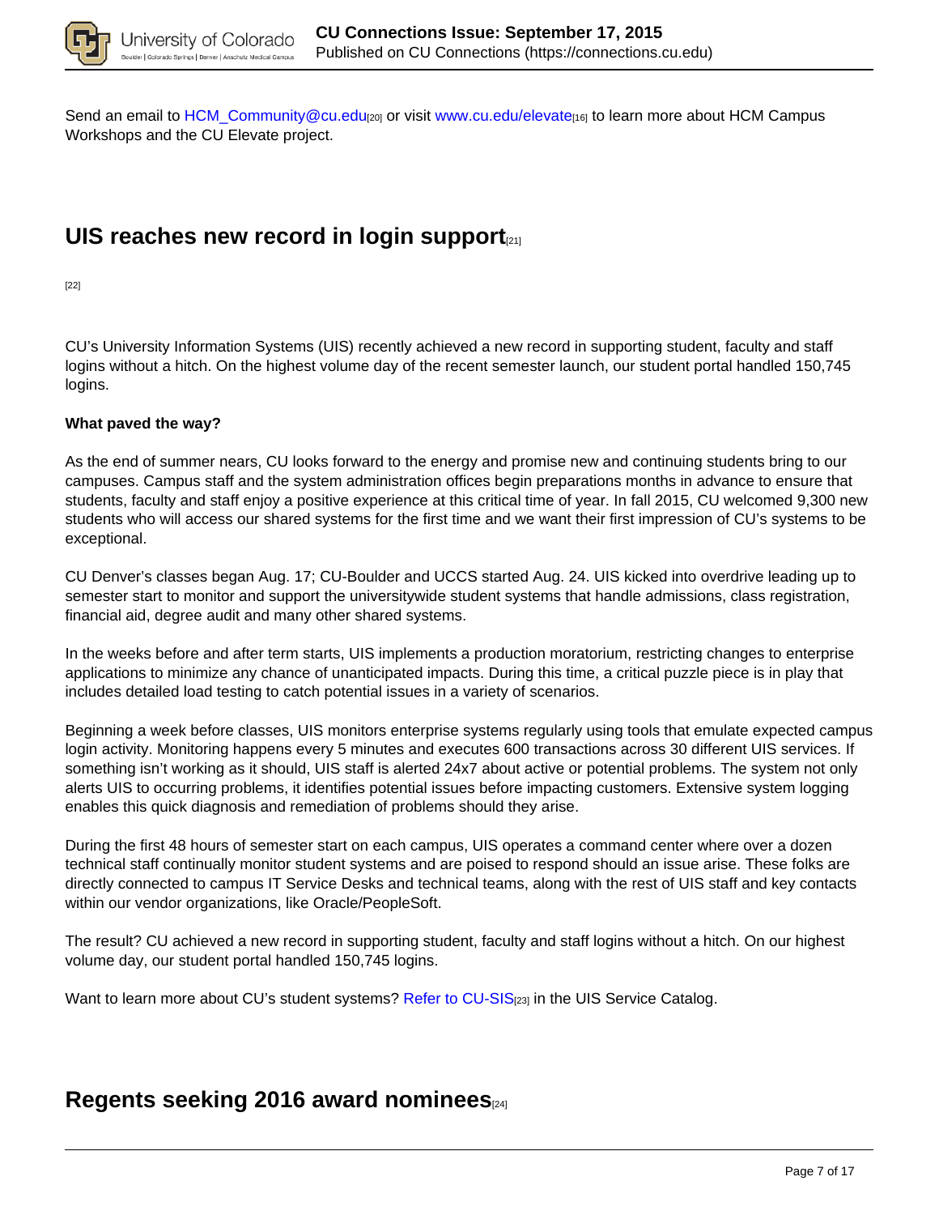Send an email to HCM_Community@cu.edu[20] or visit www.cu.edu/elevate[16] to learn more about HCM Campus Workshops and the CU Elevate project.

## UIS reaches new record in login support[21]

[22]

CU's University Information Systems (UIS) recently achieved a new record in supporting student, faculty and staff logins without a hitch. On the highest volume day of the recent semester launch, our student portal handled 150,745 logins.

**What paved the way?**

As the end of summer nears, CU looks forward to the energy and promise new and continuing students bring to our campuses. Campus staff and the system administration offices begin preparations months in advance to ensure that students, faculty and staff enjoy a positive experience at this critical time of year. In fall 2015, CU welcomed 9,300 new students who will access our shared systems for the first time and we want their first impression of CU's systems to be exceptional.

CU Denver's classes began Aug. 17; CU-Boulder and UCCS started Aug. 24. UIS kicked into overdrive leading up to semester start to monitor and support the universitywide student systems that handle admissions, class registration, financial aid, degree audit and many other shared systems.

In the weeks before and after term starts, UIS implements a production moratorium, restricting changes to enterprise applications to minimize any chance of unanticipated impacts. During this time, a critical puzzle piece is in play that includes detailed load testing to catch potential issues in a variety of scenarios.

Beginning a week before classes, UIS monitors enterprise systems regularly using tools that emulate expected campus login activity. Monitoring happens every 5 minutes and executes 600 transactions across 30 different UIS services. If something isn't working as it should, UIS staff is alerted 24x7 about active or potential problems. The system not only alerts UIS to occurring problems, it identifies potential issues before impacting customers. Extensive system logging enables this quick diagnosis and remediation of problems should they arise.

During the first 48 hours of semester start on each campus, UIS operates a command center where over a dozen technical staff continually monitor student systems and are poised to respond should an issue arise. These folks are directly connected to campus IT Service Desks and technical teams, along with the rest of UIS staff and key contacts within our vendor organizations, like Oracle/PeopleSoft.

The result? CU achieved a new record in supporting student, faculty and staff logins without a hitch. On our highest volume day, our student portal handled 150,745 logins.

Want to learn more about CU's student systems? Refer to CU-SIS[23] in the UIS Service Catalog.

## Regents seeking 2016 award nominees[24]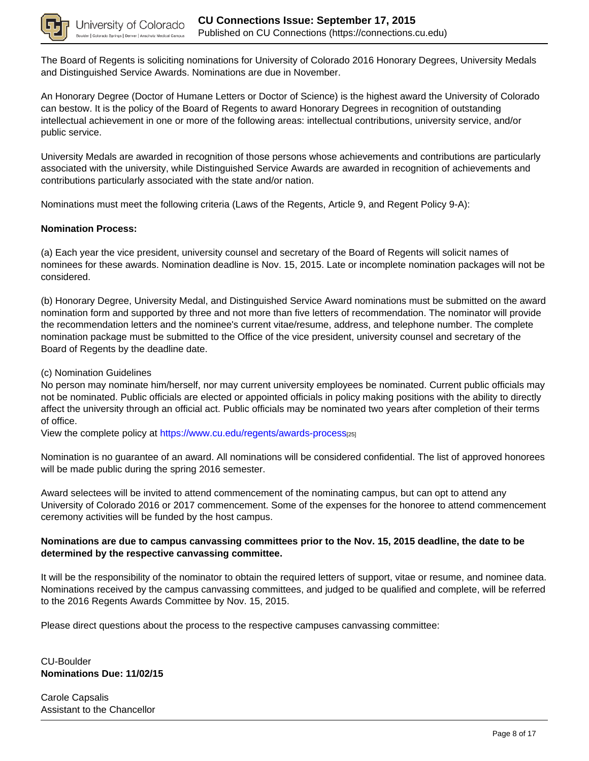The Board of Regents is soliciting nominations for University of Colorado 2016 Honorary Degrees, University Medals and Distinguished Service Awards. Nominations are due in November.

An Honorary Degree (Doctor of Humane Letters or Doctor of Science) is the highest award the University of Colorado can bestow. It is the policy of the Board of Regents to award Honorary Degrees in recognition of outstanding intellectual achievement in one or more of the following areas: intellectual contributions, university service, and/or public service.

University Medals are awarded in recognition of those persons whose achievements and contributions are particularly associated with the university, while Distinguished Service Awards are awarded in recognition of achievements and contributions particularly associated with the state and/or nation.

Nominations must meet the following criteria (Laws of the Regents, Article 9, and Regent Policy 9-A):

**Nomination Process:**

(a) Each year the vice president, university counsel and secretary of the Board of Regents will solicit names of nominees for these awards. Nomination deadline is Nov. 15, 2015. Late or incomplete nomination packages will not be considered.

(b) Honorary Degree, University Medal, and Distinguished Service Award nominations must be submitted on the award nomination form and supported by three and not more than five letters of recommendation. The nominator will provide the recommendation letters and the nominee's current vitae/resume, address, and telephone number. The complete nomination package must be submitted to the Office of the vice president, university counsel and secretary of the Board of Regents by the deadline date.

(c) Nomination Guidelines
No person may nominate him/herself, nor may current university employees be nominated. Current public officials may not be nominated. Public officials are elected or appointed officials in policy making positions with the ability to directly affect the university through an official act. Public officials may be nominated two years after completion of their terms of office.
View the complete policy at https://www.cu.edu/regents/awards-process[25]

Nomination is no guarantee of an award. All nominations will be considered confidential. The list of approved honorees will be made public during the spring 2016 semester.

Award selectees will be invited to attend commencement of the nominating campus, but can opt to attend any University of Colorado 2016 or 2017 commencement. Some of the expenses for the honoree to attend commencement ceremony activities will be funded by the host campus.

**Nominations are due to campus canvassing committees prior to the Nov. 15, 2015 deadline, the date to be determined by the respective canvassing committee.**

It will be the responsibility of the nominator to obtain the required letters of support, vitae or resume, and nominee data. Nominations received by the campus canvassing committees, and judged to be qualified and complete, will be referred to the 2016 Regents Awards Committee by Nov. 15, 2015.

Please direct questions about the process to the respective campuses canvassing committee:

CU-Boulder
**Nominations Due: 11/02/15**

Carole Capsalis
Assistant to the Chancellor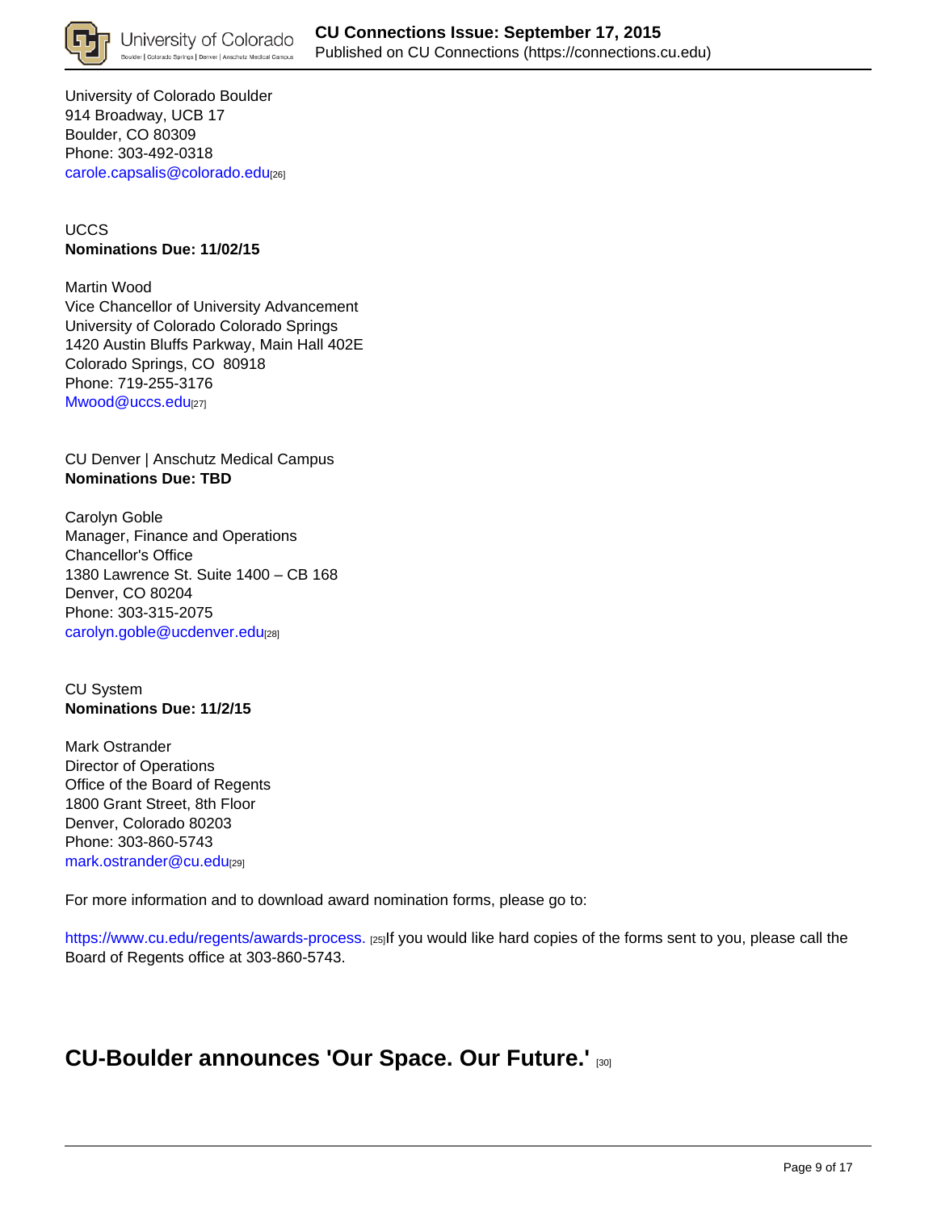University of Colorado Boulder
914 Broadway, UCB 17
Boulder, CO 80309
Phone: 303-492-0318
carole.capsalis@colorado.edu [26]

UCCS
**Nominations Due: 11/02/15**

Martin Wood
Vice Chancellor of University Advancement
University of Colorado Colorado Springs
1420 Austin Bluffs Parkway, Main Hall 402E
Colorado Springs, CO  80918
Phone: 719-255-3176
Mwood@uccs.edu [27]

CU Denver | Anschutz Medical Campus
**Nominations Due: TBD**

Carolyn Goble
Manager, Finance and Operations
Chancellor's Office
1380 Lawrence St. Suite 1400 – CB 168
Denver, CO 80204
Phone: 303-315-2075
carolyn.goble@ucdenver.edu [28]

CU System
**Nominations Due: 11/2/15**

Mark Ostrander
Director of Operations
Office of the Board of Regents
1800 Grant Street, 8th Floor
Denver, Colorado 80203
Phone: 303-860-5743
mark.ostrander@cu.edu [29]

For more information and to download award nomination forms, please go to:

https://www.cu.edu/regents/awards-process. [25] If you would like hard copies of the forms sent to you, please call the Board of Regents office at 303-860-5743.

## CU-Boulder announces 'Our Space. Our Future.' [30]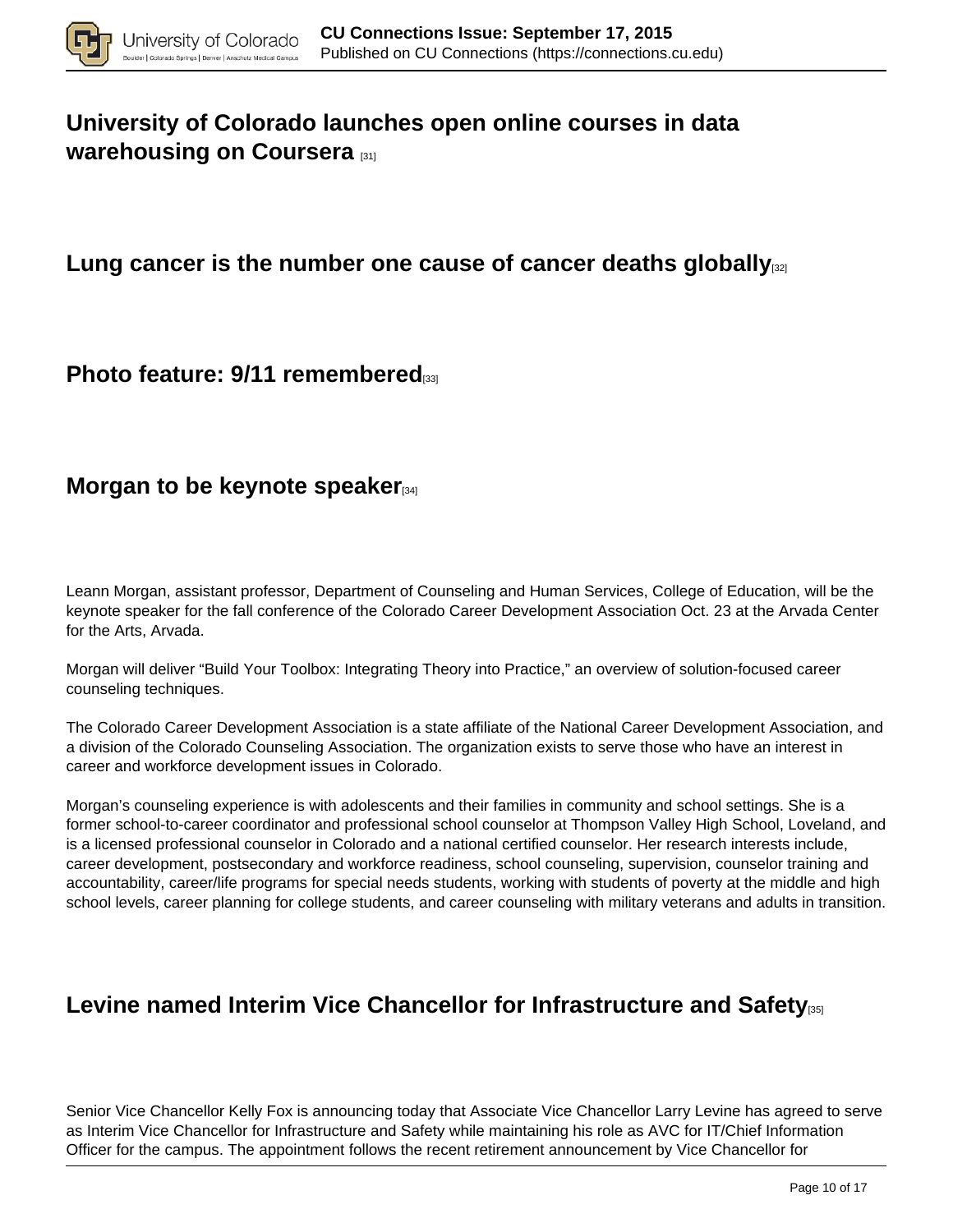## University of Colorado launches open online courses in data warehousing on Coursera [31]

## Lung cancer is the number one cause of cancer deaths globally[32]

## Photo feature: 9/11 remembered[33]

## Morgan to be keynote speaker[34]

Leann Morgan, assistant professor, Department of Counseling and Human Services, College of Education, will be the keynote speaker for the fall conference of the Colorado Career Development Association Oct. 23 at the Arvada Center for the Arts, Arvada.

Morgan will deliver “Build Your Toolbox: Integrating Theory into Practice,” an overview of solution-focused career counseling techniques.

The Colorado Career Development Association is a state affiliate of the National Career Development Association, and a division of the Colorado Counseling Association. The organization exists to serve those who have an interest in career and workforce development issues in Colorado.

Morgan’s counseling experience is with adolescents and their families in community and school settings. She is a former school-to-career coordinator and professional school counselor at Thompson Valley High School, Loveland, and is a licensed professional counselor in Colorado and a national certified counselor. Her research interests include, career development, postsecondary and workforce readiness, school counseling, supervision, counselor training and accountability, career/life programs for special needs students, working with students of poverty at the middle and high school levels, career planning for college students, and career counseling with military veterans and adults in transition.

## Levine named Interim Vice Chancellor for Infrastructure and Safety[35]

Senior Vice Chancellor Kelly Fox is announcing today that Associate Vice Chancellor Larry Levine has agreed to serve as Interim Vice Chancellor for Infrastructure and Safety while maintaining his role as AVC for IT/Chief Information Officer for the campus. The appointment follows the recent retirement announcement by Vice Chancellor for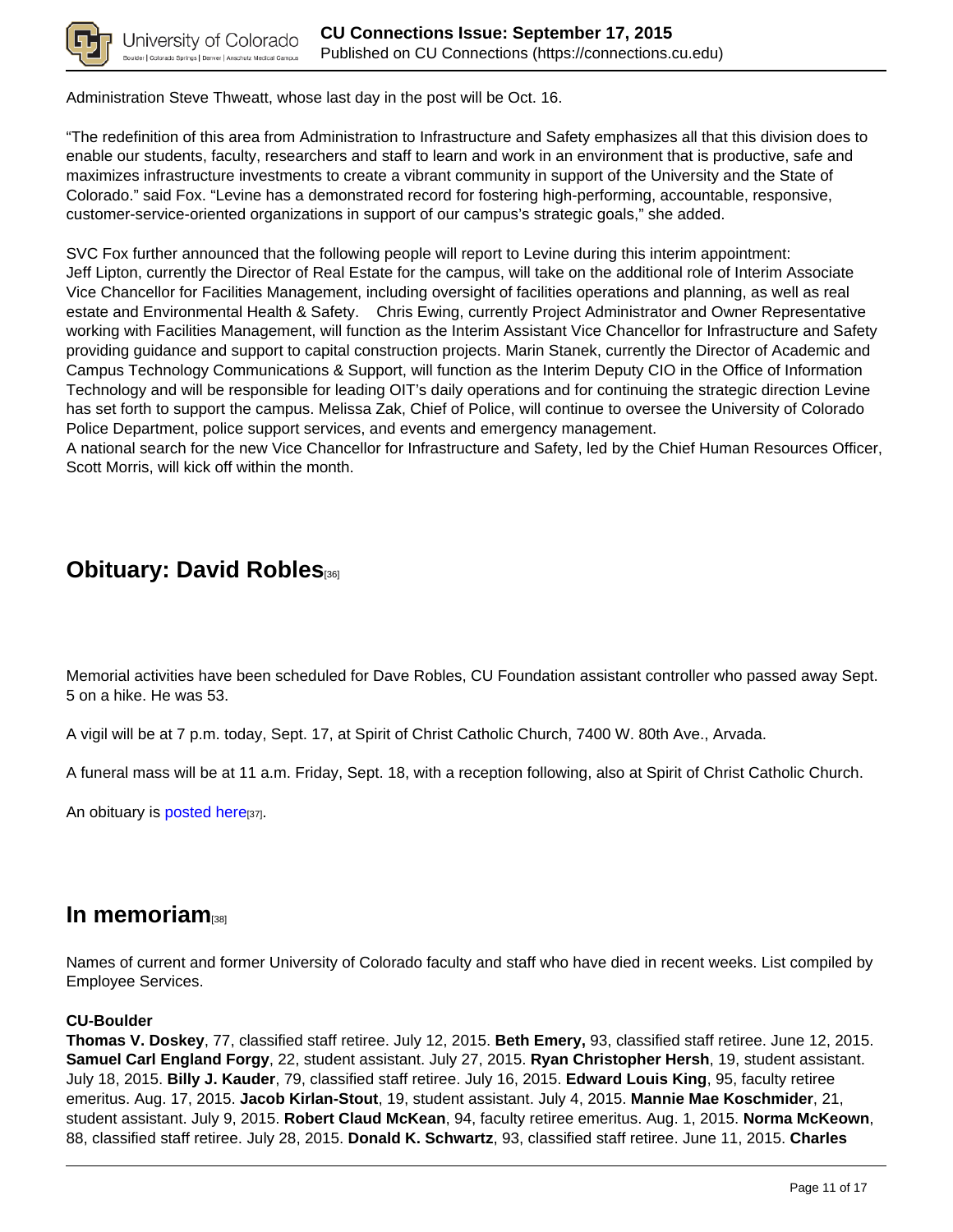Administration Steve Thweatt, whose last day in the post will be Oct. 16.

"The redefinition of this area from Administration to Infrastructure and Safety emphasizes all that this division does to enable our students, faculty, researchers and staff to learn and work in an environment that is productive, safe and maximizes infrastructure investments to create a vibrant community in support of the University and the State of Colorado." said Fox. "Levine has a demonstrated record for fostering high-performing, accountable, responsive, customer-service-oriented organizations in support of our campus's strategic goals," she added.

SVC Fox further announced that the following people will report to Levine during this interim appointment:
Jeff Lipton, currently the Director of Real Estate for the campus, will take on the additional role of Interim Associate Vice Chancellor for Facilities Management, including oversight of facilities operations and planning, as well as real estate and Environmental Health & Safety. Chris Ewing, currently Project Administrator and Owner Representative working with Facilities Management, will function as the Interim Assistant Vice Chancellor for Infrastructure and Safety providing guidance and support to capital construction projects. Marin Stanek, currently the Director of Academic and Campus Technology Communications & Support, will function as the Interim Deputy CIO in the Office of Information Technology and will be responsible for leading OIT's daily operations and for continuing the strategic direction Levine has set forth to support the campus. Melissa Zak, Chief of Police, will continue to oversee the University of Colorado Police Department, police support services, and events and emergency management.
A national search for the new Vice Chancellor for Infrastructure and Safety, led by the Chief Human Resources Officer, Scott Morris, will kick off within the month.

## Obituary: David Robles[36]

Memorial activities have been scheduled for Dave Robles, CU Foundation assistant controller who passed away Sept. 5 on a hike. He was 53.

A vigil will be at 7 p.m. today, Sept. 17, at Spirit of Christ Catholic Church, 7400 W. 80th Ave., Arvada.

A funeral mass will be at 11 a.m. Friday, Sept. 18, with a reception following, also at Spirit of Christ Catholic Church.

An obituary is posted here[37].

## In memoriam[38]

Names of current and former University of Colorado faculty and staff who have died in recent weeks. List compiled by Employee Services.

**CU-Boulder**

**Thomas V. Doskey**, 77, classified staff retiree. July 12, 2015. **Beth Emery,** 93, classified staff retiree. June 12, 2015. **Samuel Carl England Forgy**, 22, student assistant. July 27, 2015. **Ryan Christopher Hersh**, 19, student assistant. July 18, 2015. **Billy J. Kauder**, 79, classified staff retiree. July 16, 2015. **Edward Louis King**, 95, faculty retiree emeritus. Aug. 17, 2015. **Jacob Kirlan-Stout**, 19, student assistant. July 4, 2015. **Mannie Mae Koschmider**, 21, student assistant. July 9, 2015. **Robert Claud McKean**, 94, faculty retiree emeritus. Aug. 1, 2015. **Norma McKeown**, 88, classified staff retiree. July 28, 2015. **Donald K. Schwartz**, 93, classified staff retiree. June 11, 2015. **Charles**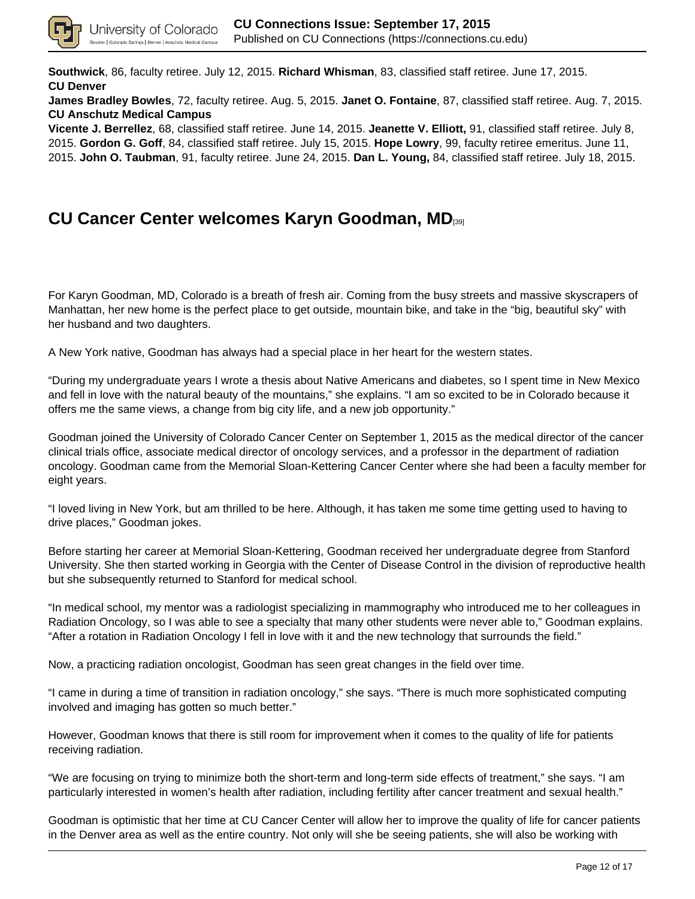**Southwick**, 86, faculty retiree. July 12, 2015. **Richard Whisman**, 83, classified staff retiree. June 17, 2015.
**CU Denver**
**James Bradley Bowles**, 72, faculty retiree. Aug. 5, 2015. **Janet O. Fontaine**, 87, classified staff retiree. Aug. 7, 2015.
**CU Anschutz Medical Campus**
**Vicente J. Berrellez**, 68, classified staff retiree. June 14, 2015. **Jeanette V. Elliott,** 91, classified staff retiree. July 8, 2015. **Gordon G. Goff**, 84, classified staff retiree. July 15, 2015. **Hope Lowry**, 99, faculty retiree emeritus. June 11, 2015. **John O. Taubman**, 91, faculty retiree. June 24, 2015. **Dan L. Young,** 84, classified staff retiree. July 18, 2015.

## CU Cancer Center welcomes Karyn Goodman, MD[39]

For Karyn Goodman, MD, Colorado is a breath of fresh air. Coming from the busy streets and massive skyscrapers of Manhattan, her new home is the perfect place to get outside, mountain bike, and take in the "big, beautiful sky" with her husband and two daughters.

A New York native, Goodman has always had a special place in her heart for the western states.

"During my undergraduate years I wrote a thesis about Native Americans and diabetes, so I spent time in New Mexico and fell in love with the natural beauty of the mountains," she explains. "I am so excited to be in Colorado because it offers me the same views, a change from big city life, and a new job opportunity."

Goodman joined the University of Colorado Cancer Center on September 1, 2015 as the medical director of the cancer clinical trials office, associate medical director of oncology services, and a professor in the department of radiation oncology. Goodman came from the Memorial Sloan-Kettering Cancer Center where she had been a faculty member for eight years.

"I loved living in New York, but am thrilled to be here. Although, it has taken me some time getting used to having to drive places," Goodman jokes.

Before starting her career at Memorial Sloan-Kettering, Goodman received her undergraduate degree from Stanford University. She then started working in Georgia with the Center of Disease Control in the division of reproductive health but she subsequently returned to Stanford for medical school.

"In medical school, my mentor was a radiologist specializing in mammography who introduced me to her colleagues in Radiation Oncology, so I was able to see a specialty that many other students were never able to," Goodman explains. "After a rotation in Radiation Oncology I fell in love with it and the new technology that surrounds the field."

Now, a practicing radiation oncologist, Goodman has seen great changes in the field over time.

"I came in during a time of transition in radiation oncology," she says. "There is much more sophisticated computing involved and imaging has gotten so much better."

However, Goodman knows that there is still room for improvement when it comes to the quality of life for patients receiving radiation.

"We are focusing on trying to minimize both the short-term and long-term side effects of treatment," she says. "I am particularly interested in women's health after radiation, including fertility after cancer treatment and sexual health."

Goodman is optimistic that her time at CU Cancer Center will allow her to improve the quality of life for cancer patients in the Denver area as well as the entire country. Not only will she be seeing patients, she will also be working with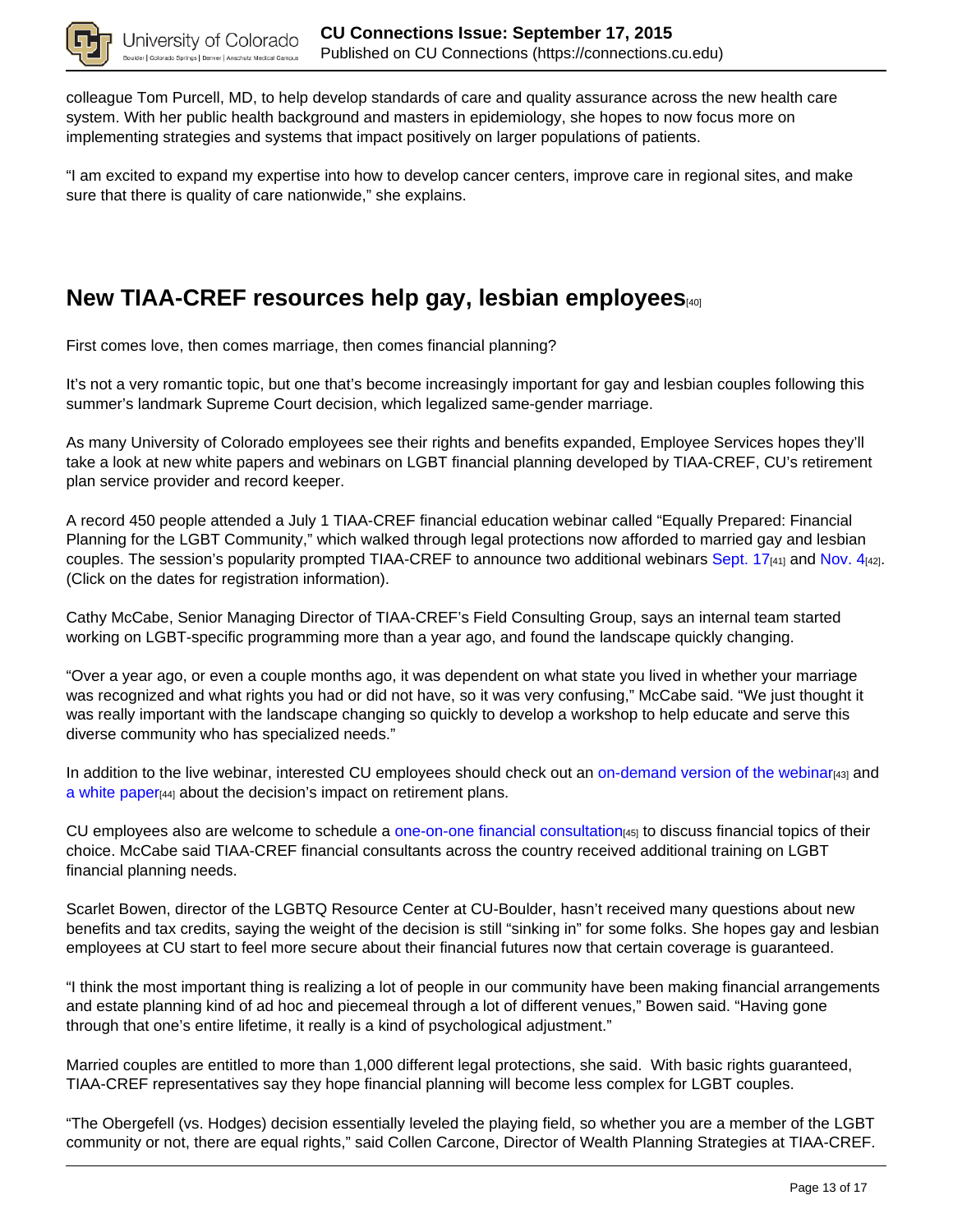colleague Tom Purcell, MD, to help develop standards of care and quality assurance across the new health care system. With her public health background and masters in epidemiology, she hopes to now focus more on implementing strategies and systems that impact positively on larger populations of patients.

"I am excited to expand my expertise into how to develop cancer centers, improve care in regional sites, and make sure that there is quality of care nationwide," she explains.

## New TIAA-CREF resources help gay, lesbian employees[40]

First comes love, then comes marriage, then comes financial planning?

It's not a very romantic topic, but one that's become increasingly important for gay and lesbian couples following this summer's landmark Supreme Court decision, which legalized same-gender marriage.

As many University of Colorado employees see their rights and benefits expanded, Employee Services hopes they'll take a look at new white papers and webinars on LGBT financial planning developed by TIAA-CREF, CU's retirement plan service provider and record keeper.

A record 450 people attended a July 1 TIAA-CREF financial education webinar called "Equally Prepared: Financial Planning for the LGBT Community," which walked through legal protections now afforded to married gay and lesbian couples. The session's popularity prompted TIAA-CREF to announce two additional webinars Sept. 17[41] and Nov. 4[42]. (Click on the dates for registration information).

Cathy McCabe, Senior Managing Director of TIAA-CREF's Field Consulting Group, says an internal team started working on LGBT-specific programming more than a year ago, and found the landscape quickly changing.

"Over a year ago, or even a couple months ago, it was dependent on what state you lived in whether your marriage was recognized and what rights you had or did not have, so it was very confusing," McCabe said. "We just thought it was really important with the landscape changing so quickly to develop a workshop to help educate and serve this diverse community who has specialized needs."

In addition to the live webinar, interested CU employees should check out an on-demand version of the webinar[43] and a white paper[44] about the decision's impact on retirement plans.

CU employees also are welcome to schedule a one-on-one financial consultation[45] to discuss financial topics of their choice. McCabe said TIAA-CREF financial consultants across the country received additional training on LGBT financial planning needs.

Scarlet Bowen, director of the LGBTQ Resource Center at CU-Boulder, hasn't received many questions about new benefits and tax credits, saying the weight of the decision is still "sinking in" for some folks. She hopes gay and lesbian employees at CU start to feel more secure about their financial futures now that certain coverage is guaranteed.

"I think the most important thing is realizing a lot of people in our community have been making financial arrangements and estate planning kind of ad hoc and piecemeal through a lot of different venues," Bowen said. "Having gone through that one's entire lifetime, it really is a kind of psychological adjustment."

Married couples are entitled to more than 1,000 different legal protections, she said. With basic rights guaranteed, TIAA-CREF representatives say they hope financial planning will become less complex for LGBT couples.

"The Obergefell (vs. Hodges) decision essentially leveled the playing field, so whether you are a member of the LGBT community or not, there are equal rights," said Collen Carcone, Director of Wealth Planning Strategies at TIAA-CREF.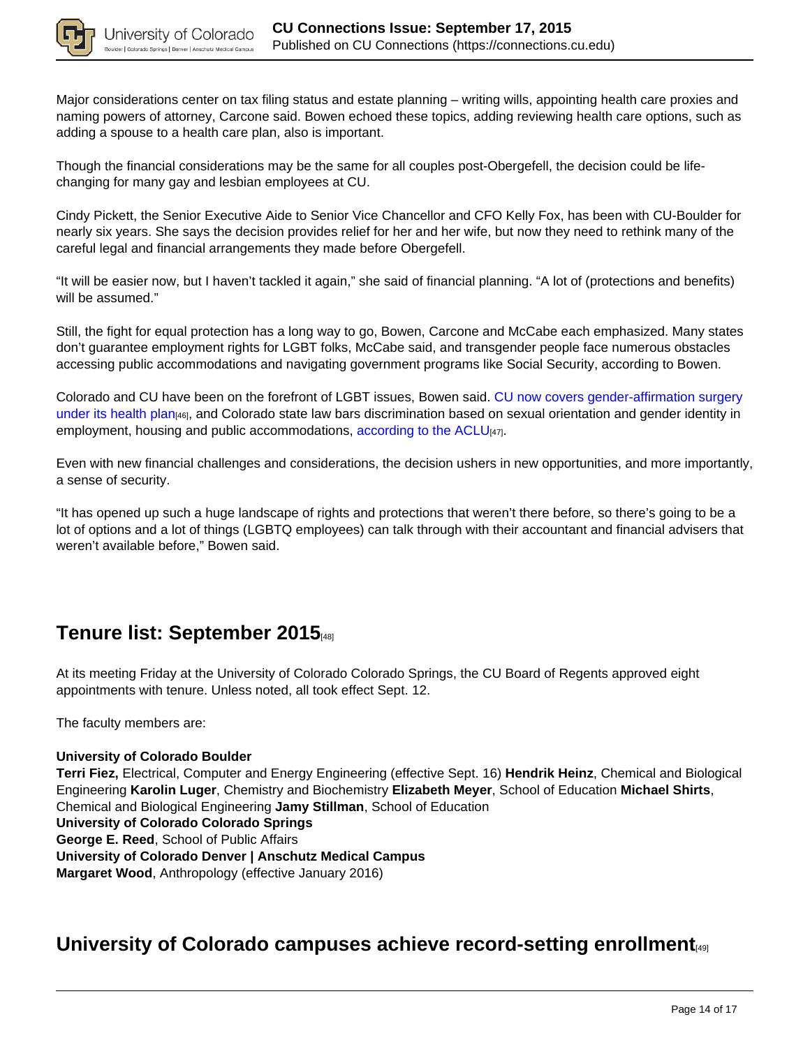Major considerations center on tax filing status and estate planning – writing wills, appointing health care proxies and naming powers of attorney, Carcone said. Bowen echoed these topics, adding reviewing health care options, such as adding a spouse to a health care plan, also is important.

Though the financial considerations may be the same for all couples post-Obergefell, the decision could be life-changing for many gay and lesbian employees at CU.

Cindy Pickett, the Senior Executive Aide to Senior Vice Chancellor and CFO Kelly Fox, has been with CU-Boulder for nearly six years. She says the decision provides relief for her and her wife, but now they need to rethink many of the careful legal and financial arrangements they made before Obergefell.

"It will be easier now, but I haven't tackled it again," she said of financial planning. "A lot of (protections and benefits) will be assumed."

Still, the fight for equal protection has a long way to go, Bowen, Carcone and McCabe each emphasized. Many states don't guarantee employment rights for LGBT folks, McCabe said, and transgender people face numerous obstacles accessing public accommodations and navigating government programs like Social Security, according to Bowen.

Colorado and CU have been on the forefront of LGBT issues, Bowen said. CU now covers gender-affirmation surgery under its health plan[46], and Colorado state law bars discrimination based on sexual orientation and gender identity in employment, housing and public accommodations, according to the ACLU[47].

Even with new financial challenges and considerations, the decision ushers in new opportunities, and more importantly, a sense of security.

"It has opened up such a huge landscape of rights and protections that weren't there before, so there's going to be a lot of options and a lot of things (LGBTQ employees) can talk through with their accountant and financial advisers that weren't available before," Bowen said.

## Tenure list: September 2015[48]

At its meeting Friday at the University of Colorado Colorado Springs, the CU Board of Regents approved eight appointments with tenure. Unless noted, all took effect Sept. 12.

The faculty members are:

**University of Colorado Boulder**
**Terri Fiez,** Electrical, Computer and Energy Engineering (effective Sept. 16) **Hendrik Heinz**, Chemical and Biological Engineering **Karolin Luger**, Chemistry and Biochemistry **Elizabeth Meyer**, School of Education **Michael Shirts**, Chemical and Biological Engineering **Jamy Stillman**, School of Education
**University of Colorado Colorado Springs**
**George E. Reed**, School of Public Affairs
**University of Colorado Denver | Anschutz Medical Campus**
**Margaret Wood**, Anthropology (effective January 2016)

## University of Colorado campuses achieve record-setting enrollment[49]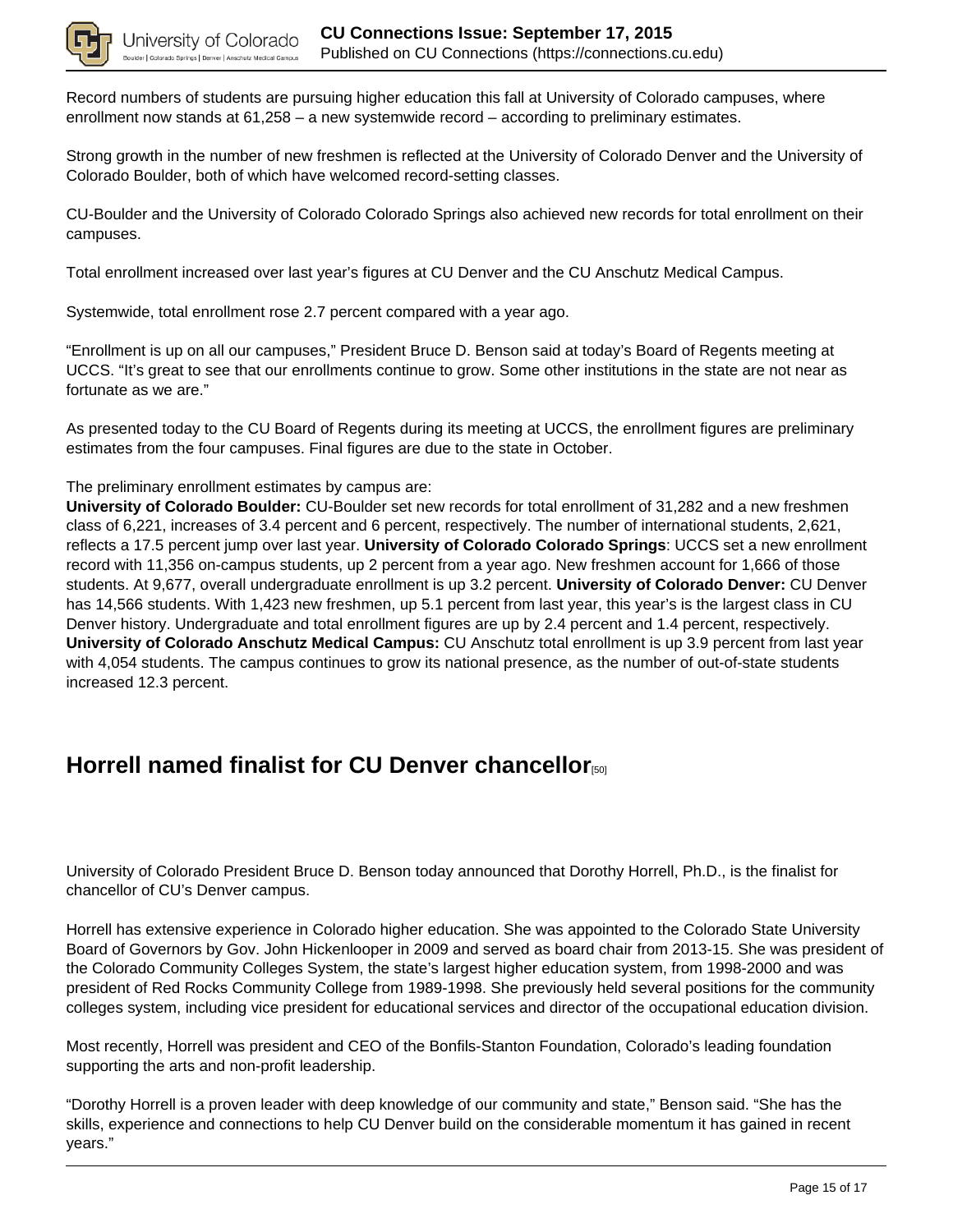Record numbers of students are pursuing higher education this fall at University of Colorado campuses, where enrollment now stands at 61,258 – a new systemwide record – according to preliminary estimates.

Strong growth in the number of new freshmen is reflected at the University of Colorado Denver and the University of Colorado Boulder, both of which have welcomed record-setting classes.

CU-Boulder and the University of Colorado Colorado Springs also achieved new records for total enrollment on their campuses.

Total enrollment increased over last year's figures at CU Denver and the CU Anschutz Medical Campus.

Systemwide, total enrollment rose 2.7 percent compared with a year ago.

"Enrollment is up on all our campuses," President Bruce D. Benson said at today's Board of Regents meeting at UCCS. "It's great to see that our enrollments continue to grow. Some other institutions in the state are not near as fortunate as we are."

As presented today to the CU Board of Regents during its meeting at UCCS, the enrollment figures are preliminary estimates from the four campuses. Final figures are due to the state in October.

The preliminary enrollment estimates by campus are:
**University of Colorado Boulder:** CU-Boulder set new records for total enrollment of 31,282 and a new freshmen class of 6,221, increases of 3.4 percent and 6 percent, respectively. The number of international students, 2,621, reflects a 17.5 percent jump over last year. **University of Colorado Colorado Springs**: UCCS set a new enrollment record with 11,356 on-campus students, up 2 percent from a year ago. New freshmen account for 1,666 of those students. At 9,677, overall undergraduate enrollment is up 3.2 percent. **University of Colorado Denver:** CU Denver has 14,566 students. With 1,423 new freshmen, up 5.1 percent from last year, this year's is the largest class in CU Denver history. Undergraduate and total enrollment figures are up by 2.4 percent and 1.4 percent, respectively. **University of Colorado Anschutz Medical Campus:** CU Anschutz total enrollment is up 3.9 percent from last year with 4,054 students. The campus continues to grow its national presence, as the number of out-of-state students increased 12.3 percent.

## Horrell named finalist for CU Denver chancellor[50]

University of Colorado President Bruce D. Benson today announced that Dorothy Horrell, Ph.D., is the finalist for chancellor of CU's Denver campus.

Horrell has extensive experience in Colorado higher education. She was appointed to the Colorado State University Board of Governors by Gov. John Hickenlooper in 2009 and served as board chair from 2013-15. She was president of the Colorado Community Colleges System, the state's largest higher education system, from 1998-2000 and was president of Red Rocks Community College from 1989-1998. She previously held several positions for the community colleges system, including vice president for educational services and director of the occupational education division.

Most recently, Horrell was president and CEO of the Bonfils-Stanton Foundation, Colorado's leading foundation supporting the arts and non-profit leadership.

"Dorothy Horrell is a proven leader with deep knowledge of our community and state," Benson said. "She has the skills, experience and connections to help CU Denver build on the considerable momentum it has gained in recent years."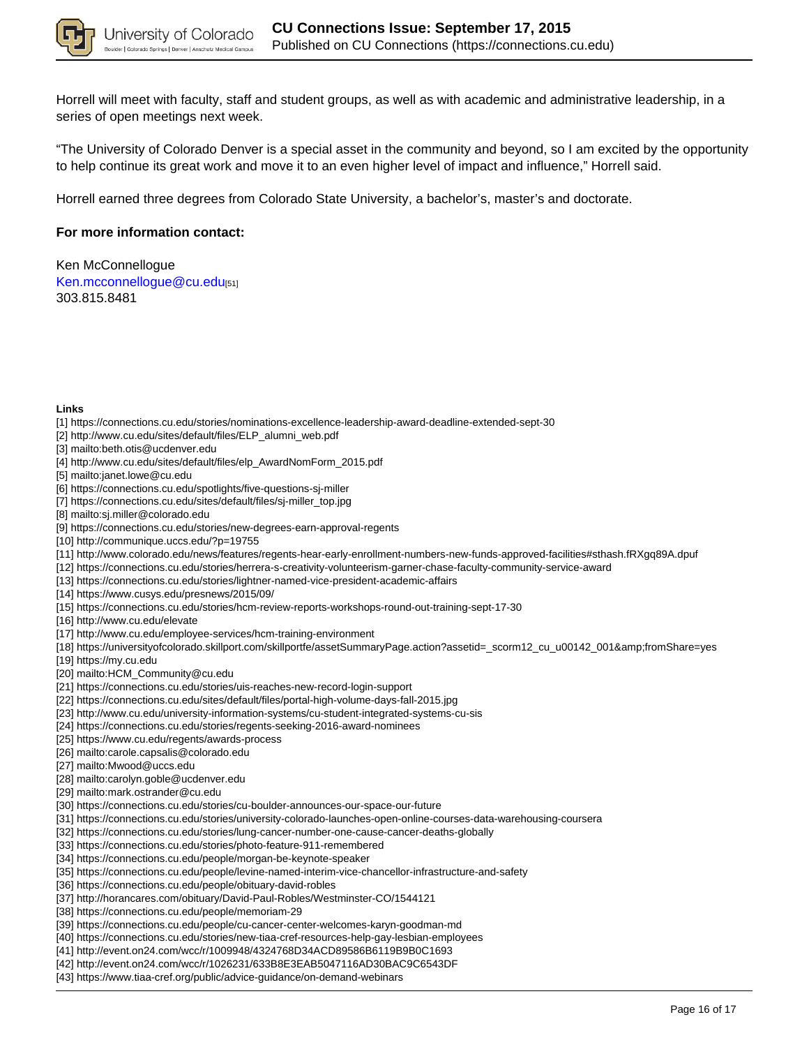Horrell will meet with faculty, staff and student groups, as well as with academic and administrative leadership, in a series of open meetings next week.

“The University of Colorado Denver is a special asset in the community and beyond, so I am excited by the opportunity to help continue its great work and move it to an even higher level of impact and influence,” Horrell said.

Horrell earned three degrees from Colorado State University, a bachelor’s, master’s and doctorate.

**For more information contact:**

Ken McConnellogue
Ken.mcconnellogue@cu.edu[51]
303.815.8481

**Links**

[1] https://connections.cu.edu/stories/nominations-excellence-leadership-award-deadline-extended-sept-30
[2] http://www.cu.edu/sites/default/files/ELP_alumni_web.pdf
[3] mailto:beth.otis@ucdenver.edu
[4] http://www.cu.edu/sites/default/files/elp_AwardNomForm_2015.pdf
[5] mailto:janet.lowe@cu.edu
[6] https://connections.cu.edu/spotlights/five-questions-sj-miller
[7] https://connections.cu.edu/sites/default/files/sj-miller_top.jpg
[8] mailto:sj.miller@colorado.edu
[9] https://connections.cu.edu/stories/new-degrees-earn-approval-regents
[10] http://communique.uccs.edu/?p=19755
[11] http://www.colorado.edu/news/features/regents-hear-early-enrollment-numbers-new-funds-approved-facilities#sthash.fRXgq89A.dpuf
[12] https://connections.cu.edu/stories/herrera-s-creativity-volunteerism-garner-chase-faculty-community-service-award
[13] https://connections.cu.edu/stories/lightner-named-vice-president-academic-affairs
[14] https://www.cusys.edu/presnews/2015/09/
[15] https://connections.cu.edu/stories/hcm-review-reports-workshops-round-out-training-sept-17-30
[16] http://www.cu.edu/elevate
[17] http://www.cu.edu/employee-services/hcm-training-environment
[18] https://universityofcolorado.skillport.com/skillportfe/assetSummaryPage.action?assetid=_scorm12_cu_u00142_001&amp;fromShare=yes
[19] https://my.cu.edu
[20] mailto:HCM_Community@cu.edu
[21] https://connections.cu.edu/stories/uis-reaches-new-record-login-support
[22] https://connections.cu.edu/sites/default/files/portal-high-volume-days-fall-2015.jpg
[23] http://www.cu.edu/university-information-systems/cu-student-integrated-systems-cu-sis
[24] https://connections.cu.edu/stories/regents-seeking-2016-award-nominees
[25] https://www.cu.edu/regents/awards-process
[26] mailto:carole.capsalis@colorado.edu
[27] mailto:Mwood@uccs.edu
[28] mailto:carolyn.goble@ucdenver.edu
[29] mailto:mark.ostrander@cu.edu
[30] https://connections.cu.edu/stories/cu-boulder-announces-our-space-our-future
[31] https://connections.cu.edu/stories/university-colorado-launches-open-online-courses-data-warehousing-coursera
[32] https://connections.cu.edu/stories/lung-cancer-number-one-cause-cancer-deaths-globally
[33] https://connections.cu.edu/stories/photo-feature-911-remembered
[34] https://connections.cu.edu/people/morgan-be-keynote-speaker
[35] https://connections.cu.edu/people/levine-named-interim-vice-chancellor-infrastructure-and-safety
[36] https://connections.cu.edu/people/obituary-david-robles
[37] http://horancares.com/obituary/David-Paul-Robles/Westminster-CO/1544121
[38] https://connections.cu.edu/people/memoriam-29
[39] https://connections.cu.edu/people/cu-cancer-center-welcomes-karyn-goodman-md
[40] https://connections.cu.edu/stories/new-tiaa-cref-resources-help-gay-lesbian-employees
[41] http://event.on24.com/wcc/r/1009948/4324768D34ACD89586B6119B9B0C1693
[42] http://event.on24.com/wcc/r/1026231/633B8E3EAB5047116AD30BAC9C6543DF
[43] https://www.tiaa-cref.org/public/advice-guidance/on-demand-webinars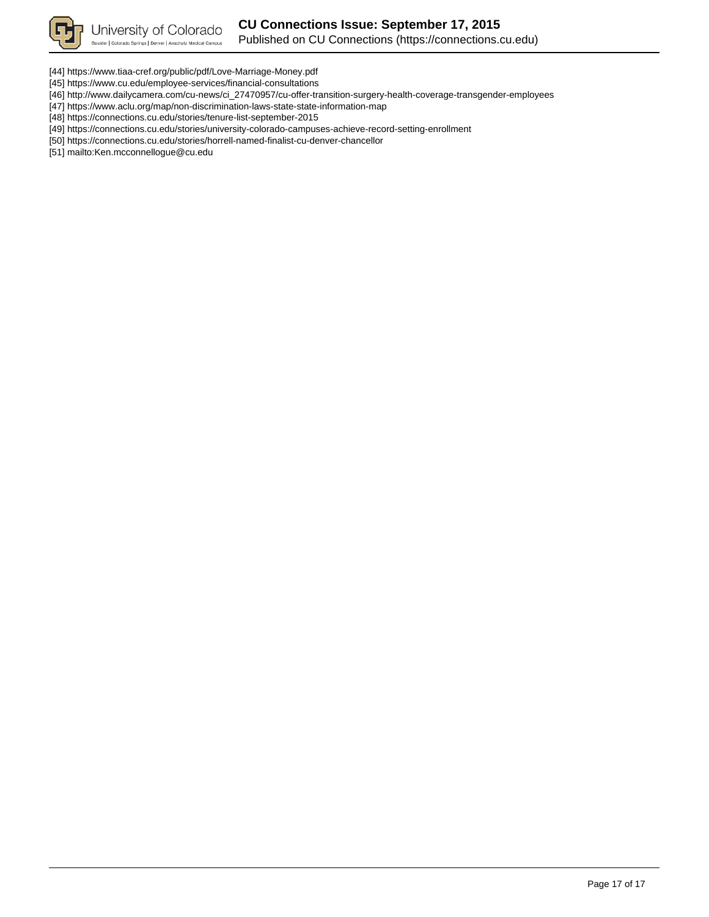[44] https://www.tiaa-cref.org/public/pdf/Love-Marriage-Money.pdf
[45] https://www.cu.edu/employee-services/financial-consultations
[46] http://www.dailycamera.com/cu-news/ci_27470957/cu-offer-transition-surgery-health-coverage-transgender-employees
[47] https://www.aclu.org/map/non-discrimination-laws-state-state-information-map
[48] https://connections.cu.edu/stories/tenure-list-september-2015
[49] https://connections.cu.edu/stories/university-colorado-campuses-achieve-record-setting-enrollment
[50] https://connections.cu.edu/stories/horrell-named-finalist-cu-denver-chancellor
[51] mailto:Ken.mcconnellogue@cu.edu